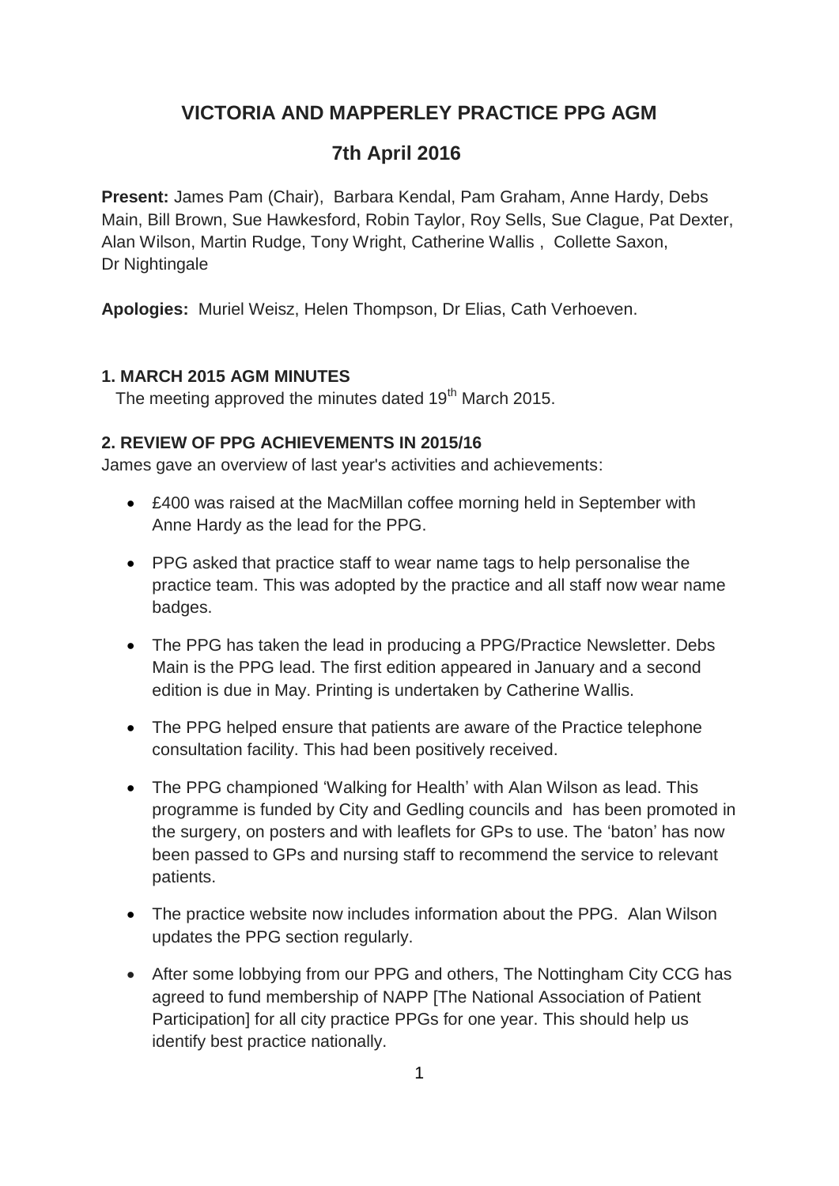# VICTORIA AND MAPPERLEY PRACTICE PPG AGM

## 7th April 2016

**Present:** James Pam (Chair), Barbara Kendal, Pam Graham, Anne Hardy, Debs Main, Bill Brown, Sue Hawkesford, Robin Taylor, Roy Sells, Sue Clague, Pat Dexter, Alan Wilson, Martin Rudge, Tony Wright, Catherine Wallis , Collette Saxon, Dr Nightingale

**Apologies:** Muriel Weisz, Helen Thompson, Dr Elias, Cath Verhoeven.

### 1. MARCH 2015 AGM MINUTES

The meeting approved the minutes dated 19th March 2015.

### 2. REVIEW OF PPG ACHIEVEMENTS IN 2015/16

James gave an overview of last year's activities and achievements:

- £400 was raised at the MacMillan coffee morning held in September with Anne Hardy as the lead for the PPG.
- PPG asked that practice staff to wear name tags to help personalise the practice team. This was adopted by the practice and all staff now wear name badges.
- The PPG has taken the lead in producing a PPG/Practice Newsletter. Debs Main is the PPG lead. The first edition appeared in January and a second edition is due in May. Printing is undertaken by Catherine Wallis.
- The PPG helped ensure that patients are aware of the Practice telephone consultation facility. This had been positively received.
- The PPG championed 'Walking for Health' with Alan Wilson as lead. This programme is funded by City and Gedling councils and has been promoted in the surgery, on posters and with leaflets for GPs to use. The 'baton' has now been passed to GPs and nursing staff to recommend the service to relevant patients.
- The practice website now includes information about the PPG. Alan Wilson updates the PPG section regularly.
- After some lobbying from our PPG and others, The Nottingham City CCG has agreed to fund membership of NAPP [The National Association of Patient Participation] for all city practice PPGs for one year. This should help us identify best practice nationally.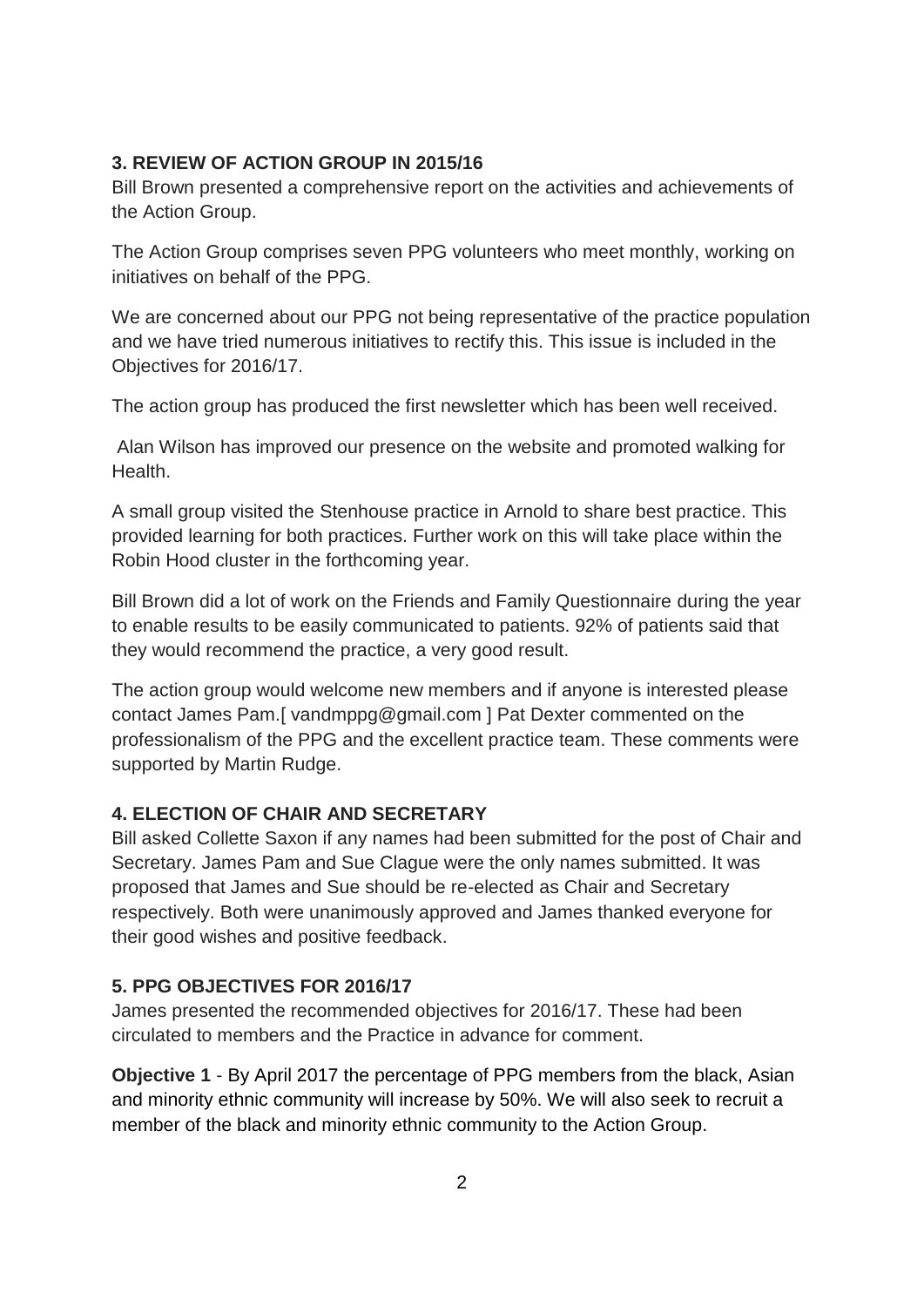### 3. REVIEW OF ACTION GROUP IN 2015/16

Bill Brown presented a comprehensive report on the activities and achievements of the Action Group.

The Action Group comprises seven PPG volunteers who meet monthly, working on initiatives on behalf of the PPG.

We are concerned about our PPG not being representative of the practice population and we have tried numerous initiatives to rectify this. This issue is included in the Objectives for 2016/17.

The action group has produced the first newsletter which has been well received.

Alan Wilson has improved our presence on the website and promoted walking for Health.

A small group visited the Stenhouse practice in Arnold to share best practice. This provided learning for both practices. Further work on this will take place within the Robin Hood cluster in the forthcoming year.

Bill Brown did a lot of work on the Friends and Family Questionnaire during the year to enable results to be easily communicated to patients. 92% of patients said that they would recommend the practice, a very good result.

The action group would welcome new members and if anyone is interested please contact James Pam.[ vandmppg@gmail.com ] Pat Dexter commented on the professionalism of the PPG and the excellent practice team. These comments were supported by Martin Rudge.

### 4. ELECTION OF CHAIR AND SECRETARY

Bill asked Collette Saxon if any names had been submitted for the post of Chair and Secretary. James Pam and Sue Clague were the only names submitted. It was proposed that James and Sue should be re-elected as Chair and Secretary respectively. Both were unanimously approved and James thanked everyone for their good wishes and positive feedback.

### 5. PPG OBJECTIVES FOR 2016/17

James presented the recommended objectives for 2016/17. These had been circulated to members and the Practice in advance for comment.

**Objective 1** - By April 2017 the percentage of PPG members from the black, Asian and minority ethnic community will increase by 50%. We will also seek to recruit a member of the black and minority ethnic community to the Action Group.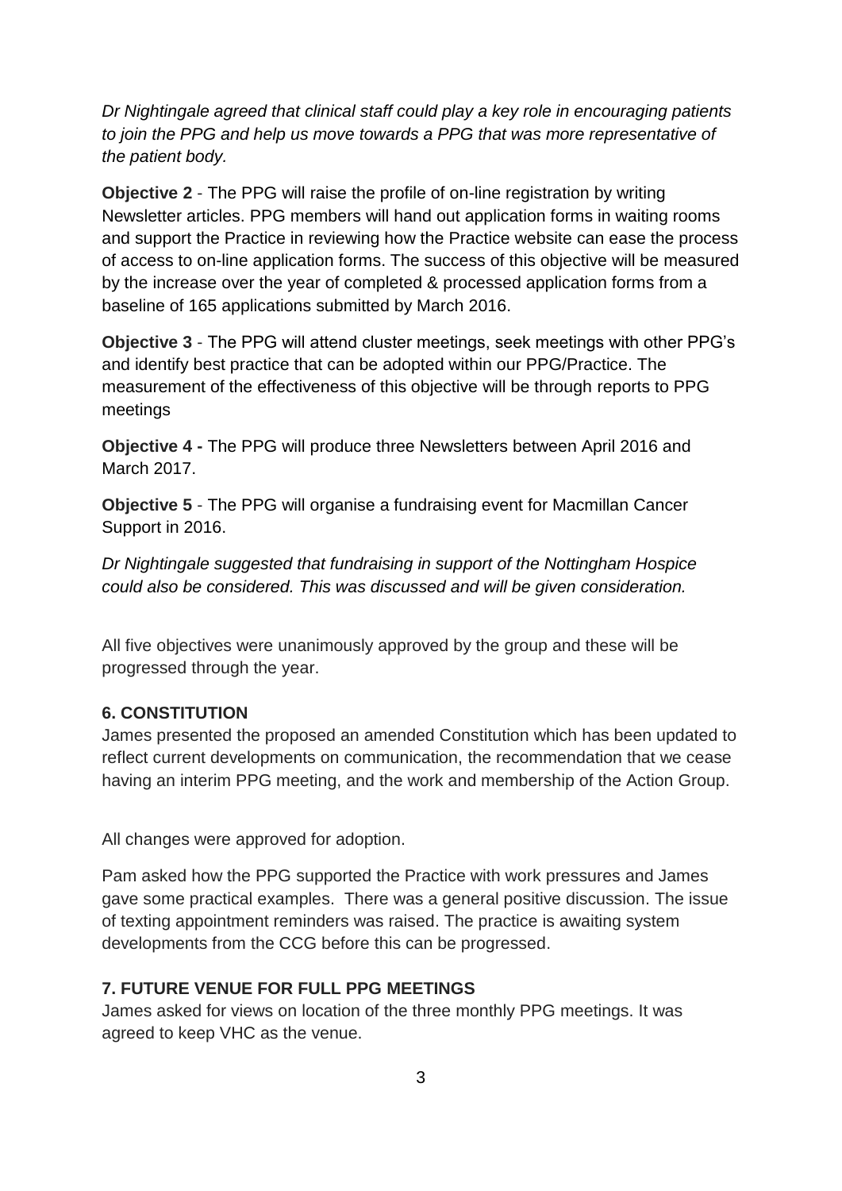*Dr Nightingale agreed that clinical staff could play a key role in encouraging patients to join the PPG and help us move towards a PPG that was more representative of the patient body.*

**Objective 2** - The PPG will raise the profile of on-line registration by writing Newsletter articles. PPG members will hand out application forms in waiting rooms and support the Practice in reviewing how the Practice website can ease the process of access to on-line application forms. The success of this objective will be measured by the increase over the year of completed & processed application forms from a baseline of 165 applications submitted by March 2016.

**Objective 3** - The PPG will attend cluster meetings, seek meetings with other PPG's and identify best practice that can be adopted within our PPG/Practice. The measurement of the effectiveness of this objective will be through reports to PPG meetings

**Objective 4 -** The PPG will produce three Newsletters between April 2016 and March 2017.

**Objective 5** - The PPG will organise a fundraising event for Macmillan Cancer Support in 2016.

*Dr Nightingale suggested that fundraising in support of the Nottingham Hospice could also be considered. This was discussed and will be given consideration.*

All five objectives were unanimously approved by the group and these will be progressed through the year.

**6. CONSTITUTION**

James presented the proposed an amended Constitution which has been updated to reflect current developments on communication, the recommendation that we cease having an interim PPG meeting, and the work and membership of the Action Group.

All changes were approved for adoption.

Pam asked how the PPG supported the Practice with work pressures and James gave some practical examples. There was a general positive discussion. The issue of texting appointment reminders was raised. The practice is awaiting system developments from the CCG before this can be progressed.

**7. FUTURE VENUE FOR FULL PPG MEETINGS**

James asked for views on location of the three monthly PPG meetings. It was agreed to keep VHC as the venue.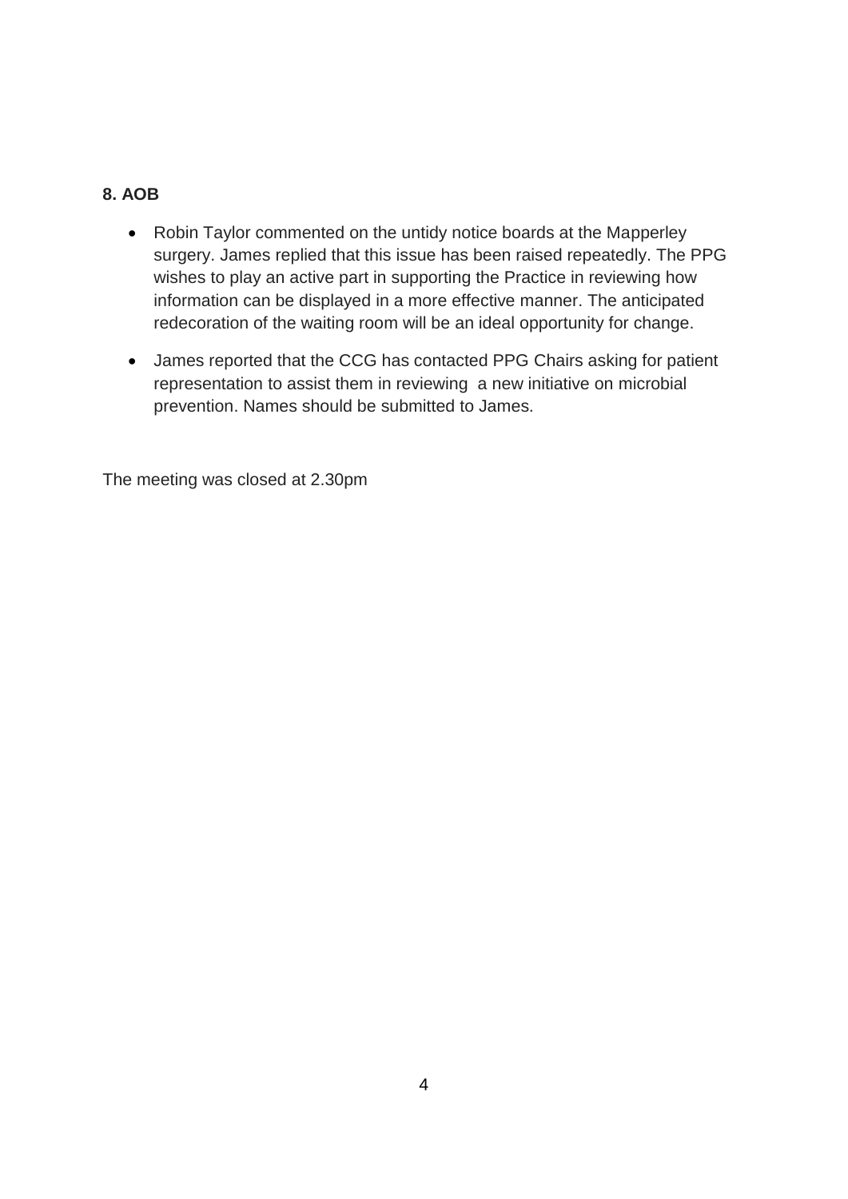**8. AOB**

- Robin Taylor commented on the untidy notice boards at the Mapperley surgery. James replied that this issue has been raised repeatedly. The PPG wishes to play an active part in supporting the Practice in reviewing how information can be displayed in a more effective manner. The anticipated redecoration of the waiting room will be an ideal opportunity for change.
- James reported that the CCG has contacted PPG Chairs asking for patient representation to assist them in reviewing  a new initiative on microbial prevention. Names should be submitted to James.

The meeting was closed at 2.30pm